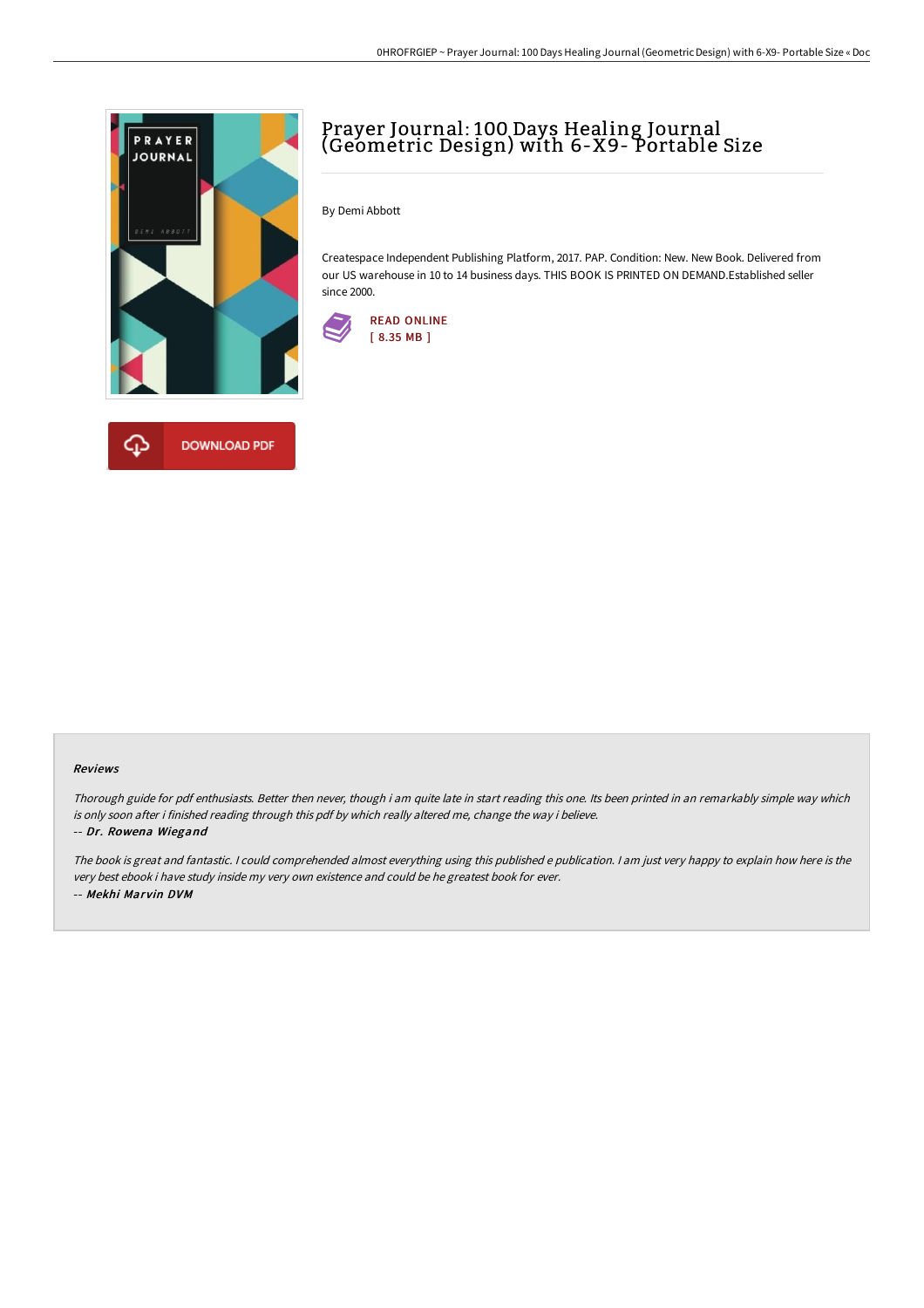# Prayer Journal: 100 Days Healing Journal (Geometric Design) with 6-X9- Portable Size

By Demi Abbott

Createspace Independent Publishing Platform, 2017. PAP. Condition: New. New Book. Delivered from our US warehouse in 10 to 14 business days. THIS BOOK IS PRINTED ON DEMAND.Established seller since 2000.

READ ONLINE
[ 8.35 MB ]

DOWNLOAD PDF

### Reviews

*Thorough guide for pdf enthusiasts. Better then never, though i am quite late in start reading this one. Its been printed in an remarkably simple way which is only soon after i finished reading through this pdf by which really altered me, change the way i believe.*

-- ***Dr. Rowena Wiegand***

*The book is great and fantastic. I could comprehended almost everything using this published e publication. I am just very happy to explain how here is the very best ebook i have study inside my very own existence and could be he greatest book for ever.*

-- ***Mekhi Marvin DVM***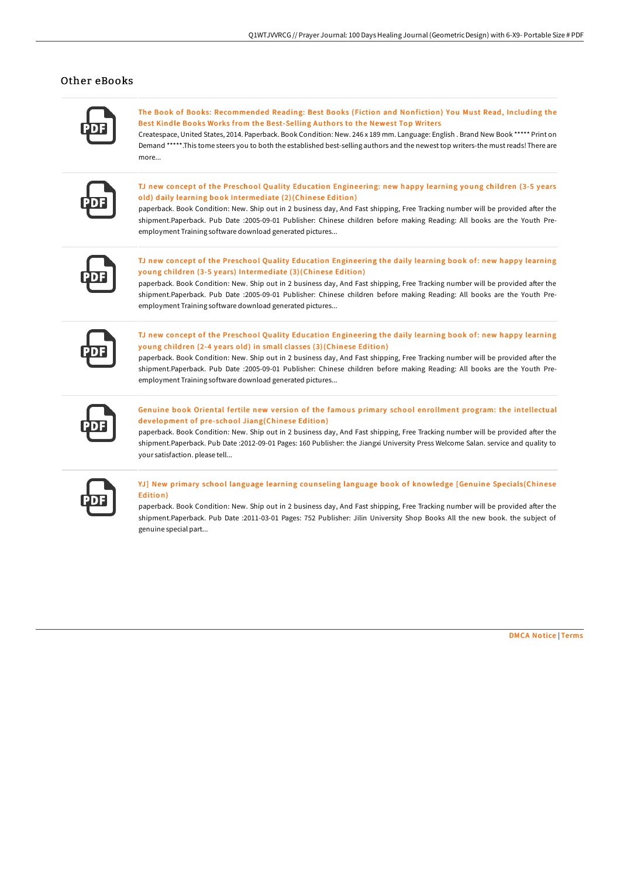## Other eBooks

**The Book of Books: Recommended Reading: Best Books (Fiction and Nonfiction) You Must Read, Including the Best Kindle Books Works from the Best-Selling Authors to the Newest Top Writers**

Createspace, United States, 2014. Paperback. Book Condition: New. 246 x 189 mm. Language: English . Brand New Book ***** Print on Demand *****.This tome steers you to both the established best-selling authors and the newest top writers-the must reads! There are more...

**TJ new concept of the Preschool Quality Education Engineering: new happy learning young children (3-5 years old) daily learning book Intermediate (2)(Chinese Edition)**

paperback. Book Condition: New. Ship out in 2 business day, And Fast shipping, Free Tracking number will be provided after the shipment.Paperback. Pub Date :2005-09-01 Publisher: Chinese children before making Reading: All books are the Youth Pre-employment Training software download generated pictures...

**TJ new concept of the Preschool Quality Education Engineering the daily learning book of: new happy learning young children (3-5 years) Intermediate (3)(Chinese Edition)**

paperback. Book Condition: New. Ship out in 2 business day, And Fast shipping, Free Tracking number will be provided after the shipment.Paperback. Pub Date :2005-09-01 Publisher: Chinese children before making Reading: All books are the Youth Pre-employment Training software download generated pictures...

**TJ new concept of the Preschool Quality Education Engineering the daily learning book of: new happy learning young children (2-4 years old) in small classes (3)(Chinese Edition)**

paperback. Book Condition: New. Ship out in 2 business day, And Fast shipping, Free Tracking number will be provided after the shipment.Paperback. Pub Date :2005-09-01 Publisher: Chinese children before making Reading: All books are the Youth Pre-employment Training software download generated pictures...

**Genuine book Oriental fertile new version of the famous primary school enrollment program: the intellectual development of pre-school Jiang(Chinese Edition)**

paperback. Book Condition: New. Ship out in 2 business day, And Fast shipping, Free Tracking number will be provided after the shipment.Paperback. Pub Date :2012-09-01 Pages: 160 Publisher: the Jiangxi University Press Welcome Salan. service and quality to your satisfaction. please tell...

**YJ] New primary school language learning counseling language book of knowledge [Genuine Specials(Chinese Edition)**

paperback. Book Condition: New. Ship out in 2 business day, And Fast shipping, Free Tracking number will be provided after the shipment.Paperback. Pub Date :2011-03-01 Pages: 752 Publisher: Jilin University Shop Books All the new book. the subject of genuine special part...

DMCA Notice | Terms